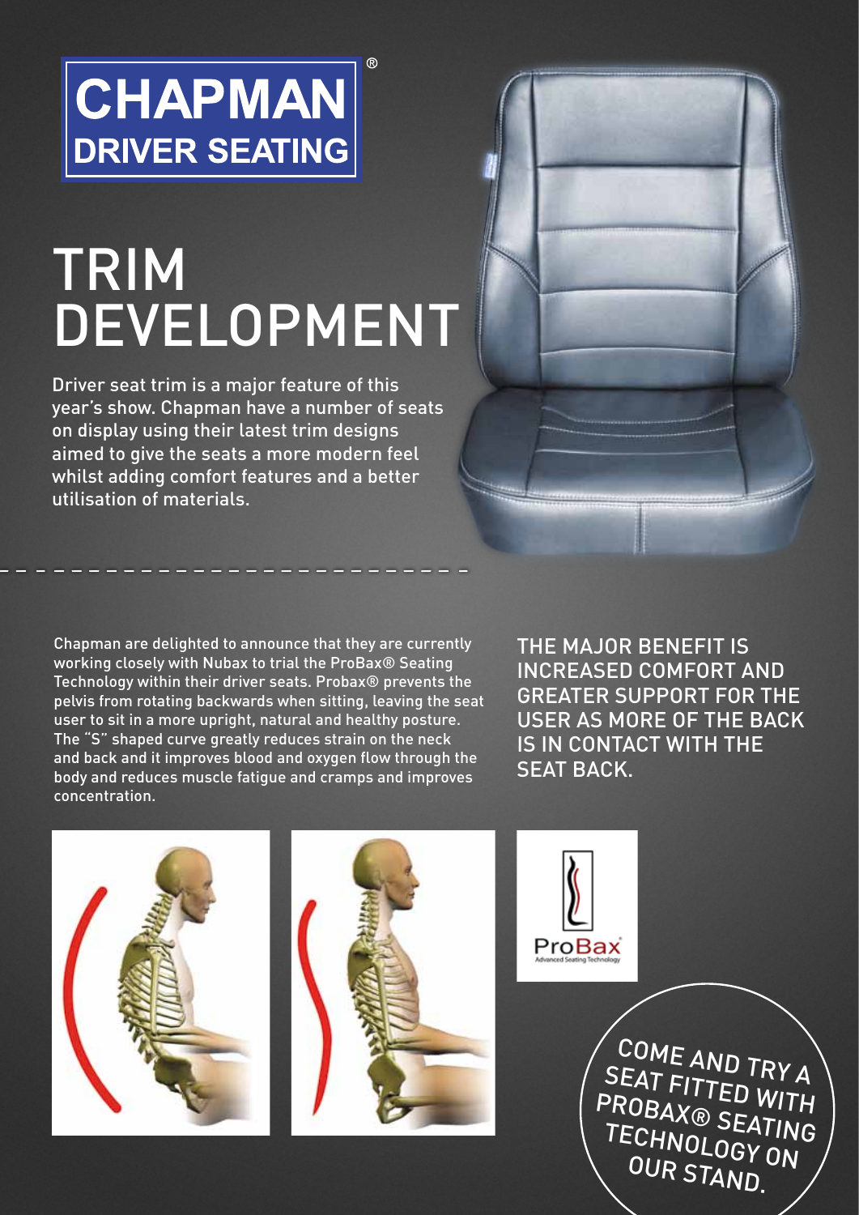# CHAPMAN® DRIVER SEATING

## TRIM DEVELOPMENT

Driver seat trim is a major feature of this year's show. Chapman have a number of seats on display using their latest trim designs aimed to give the seats a more modern feel whilst adding comfort features and a better utilisation of materials.

Chapman are delighted to announce that they are currently working closely with Nubax to trial the ProBax® Seating Technology within their driver seats. Probax® prevents the pelvis from rotating backwards when sitting, leaving the seat user to sit in a more upright, natural and healthy posture. The "S" shaped curve greatly reduces strain on the neck and back and it improves blood and oxygen flow through the body and reduces muscle fatigue and cramps and improves concentration.

THE MAJOR BENEFIT IS INCREASED COMFORT AND GREATER SUPPORT FOR THE USER AS MORE OF THE BACK IS IN CONTACT WITH THE SEAT BACK.

ProBax
Advanced Seating Technology

COME AND TRY A SEAT FITTED WITH PROBAX® SEATING TECHNOLOGY ON OUR STAND.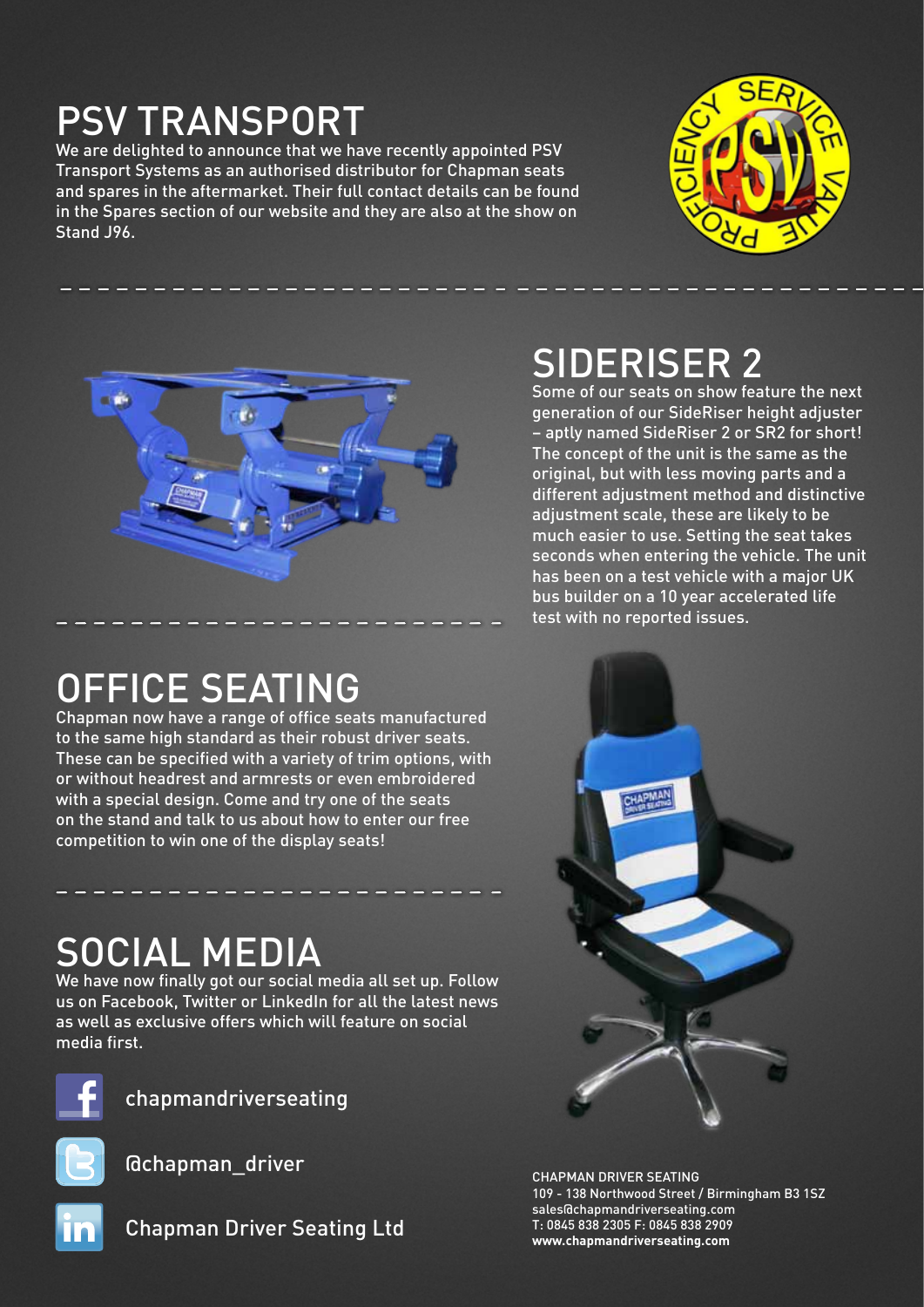# PSV TRANSPORT

We are delighted to announce that we have recently appointed PSV Transport Systems as an authorised distributor for Chapman seats and spares in the aftermarket. Their full contact details can be found in the Spares section of our website and they are also at the show on Stand J96.

# SIDERISER 2

Some of our seats on show feature the next generation of our SideRiser height adjuster – aptly named SideRiser 2 or SR2 for short! The concept of the unit is the same as the original, but with less moving parts and a different adjustment method and distinctive adjustment scale, these are likely to be much easier to use. Setting the seat takes seconds when entering the vehicle. The unit has been on a test vehicle with a major UK bus builder on a 10 year accelerated life test with no reported issues.

# OFFICE SEATING

Chapman now have a range of office seats manufactured to the same high standard as their robust driver seats. These can be specified with a variety of trim options, with or without headrest and armrests or even embroidered with a special design. Come and try one of the seats on the stand and talk to us about how to enter our free competition to win one of the display seats!

# SOCIAL MEDIA

We have now finally got our social media all set up. Follow us on Facebook, Twitter or LinkedIn for all the latest news as well as exclusive offers which will feature on social media first.

chapmandriverseating

@chapman_driver

Chapman Driver Seating Ltd

CHAPMAN DRIVER SEATING
109 - 138 Northwood Street / Birmingham B3 1SZ
sales@chapmandriverseating.com
T: 0845 838 2305 F: 0845 838 2909
**www.chapmandriverseating.com**